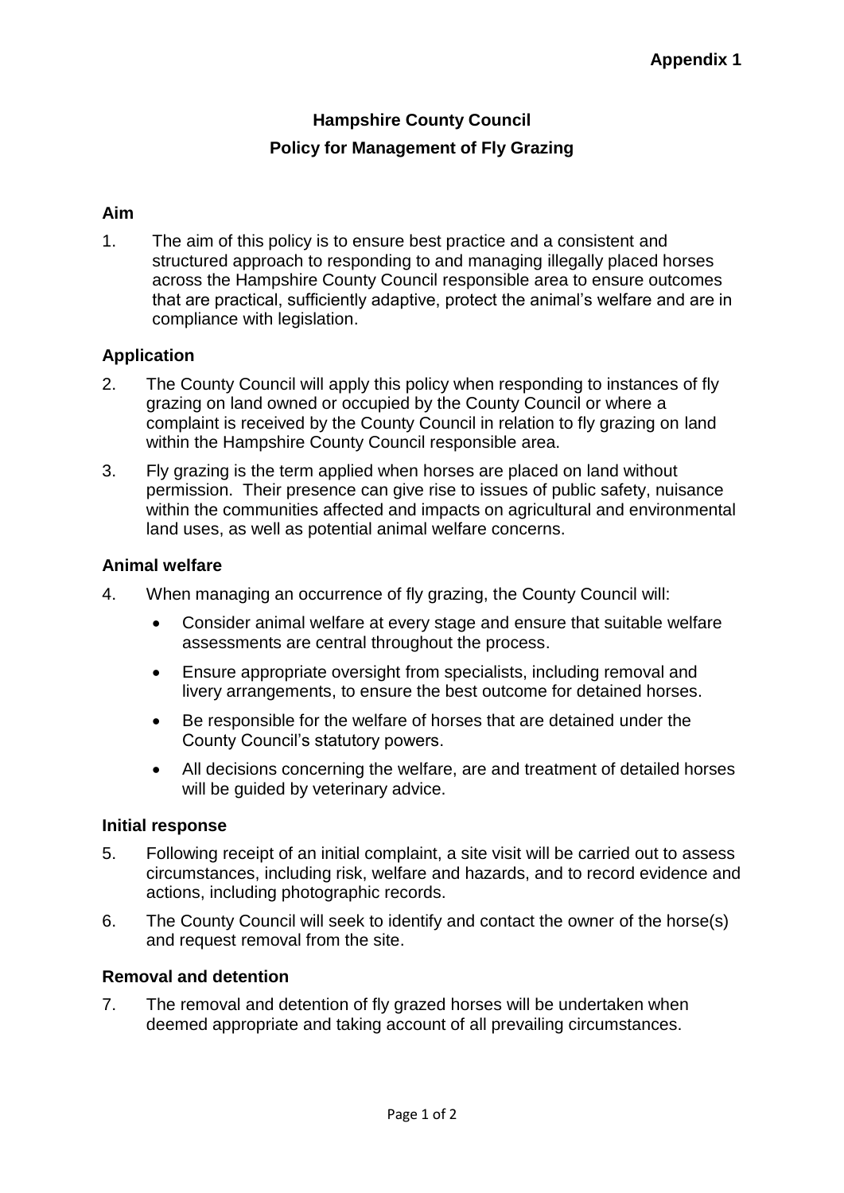**Appendix 1**

# Hampshire County Council

## Policy for Management of Fly Grazing

### Aim

1. The aim of this policy is to ensure best practice and a consistent and structured approach to responding to and managing illegally placed horses across the Hampshire County Council responsible area to ensure outcomes that are practical, sufficiently adaptive, protect the animal's welfare and are in compliance with legislation.

### Application

2. The County Council will apply this policy when responding to instances of fly grazing on land owned or occupied by the County Council or where a complaint is received by the County Council in relation to fly grazing on land within the Hampshire County Council responsible area.

3. Fly grazing is the term applied when horses are placed on land without permission. Their presence can give rise to issues of public safety, nuisance within the communities affected and impacts on agricultural and environmental land uses, as well as potential animal welfare concerns.

### Animal welfare

4. When managing an occurrence of fly grazing, the County Council will:

   - Consider animal welfare at every stage and ensure that suitable welfare assessments are central throughout the process.
   - Ensure appropriate oversight from specialists, including removal and livery arrangements, to ensure the best outcome for detained horses.
   - Be responsible for the welfare of horses that are detained under the County Council's statutory powers.
   - All decisions concerning the welfare, are and treatment of detailed horses will be guided by veterinary advice.

### Initial response

5. Following receipt of an initial complaint, a site visit will be carried out to assess circumstances, including risk, welfare and hazards, and to record evidence and actions, including photographic records.

6. The County Council will seek to identify and contact the owner of the horse(s) and request removal from the site.

### Removal and detention

7. The removal and detention of fly grazed horses will be undertaken when deemed appropriate and taking account of all prevailing circumstances.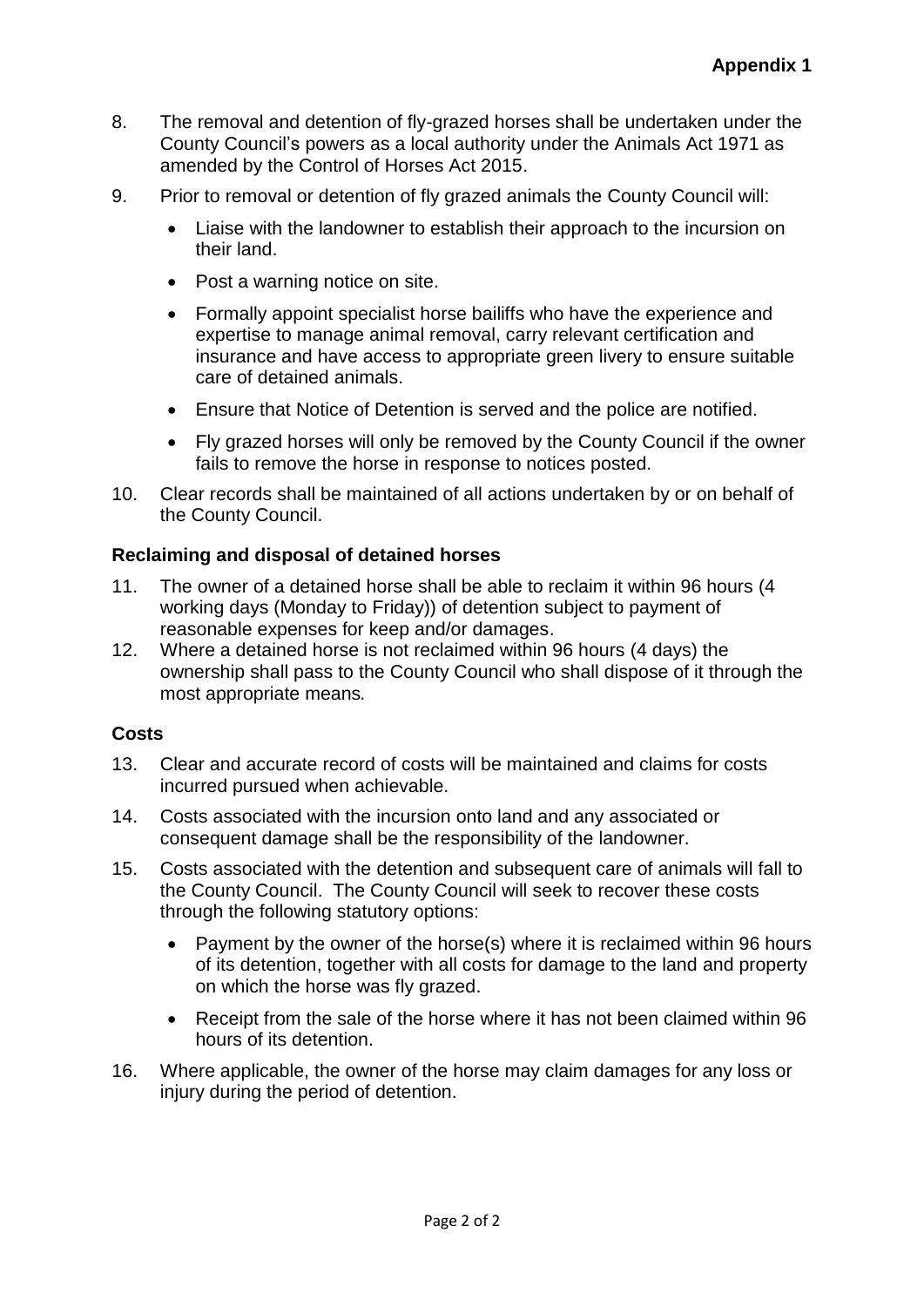**Appendix 1**

8. The removal and detention of fly-grazed horses shall be undertaken under the County Council's powers as a local authority under the Animals Act 1971 as amended by the Control of Horses Act 2015.
9. Prior to removal or detention of fly grazed animals the County Council will:
   - Liaise with the landowner to establish their approach to the incursion on their land.
   - Post a warning notice on site.
   - Formally appoint specialist horse bailiffs who have the experience and expertise to manage animal removal, carry relevant certification and insurance and have access to appropriate green livery to ensure suitable care of detained animals.
   - Ensure that Notice of Detention is served and the police are notified.
   - Fly grazed horses will only be removed by the County Council if the owner fails to remove the horse in response to notices posted.
10. Clear records shall be maintained of all actions undertaken by or on behalf of the County Council.

### Reclaiming and disposal of detained horses

11. The owner of a detained horse shall be able to reclaim it within 96 hours (4 working days (Monday to Friday)) of detention subject to payment of reasonable expenses for keep and/or damages.
12. Where a detained horse is not reclaimed within 96 hours (4 days) the ownership shall pass to the County Council who shall dispose of it through the most appropriate means.

### Costs

13. Clear and accurate record of costs will be maintained and claims for costs incurred pursued when achievable.
14. Costs associated with the incursion onto land and any associated or consequent damage shall be the responsibility of the landowner.
15. Costs associated with the detention and subsequent care of animals will fall to the County Council. The County Council will seek to recover these costs through the following statutory options:
    - Payment by the owner of the horse(s) where it is reclaimed within 96 hours of its detention, together with all costs for damage to the land and property on which the horse was fly grazed.
    - Receipt from the sale of the horse where it has not been claimed within 96 hours of its detention.
16. Where applicable, the owner of the horse may claim damages for any loss or injury during the period of detention.